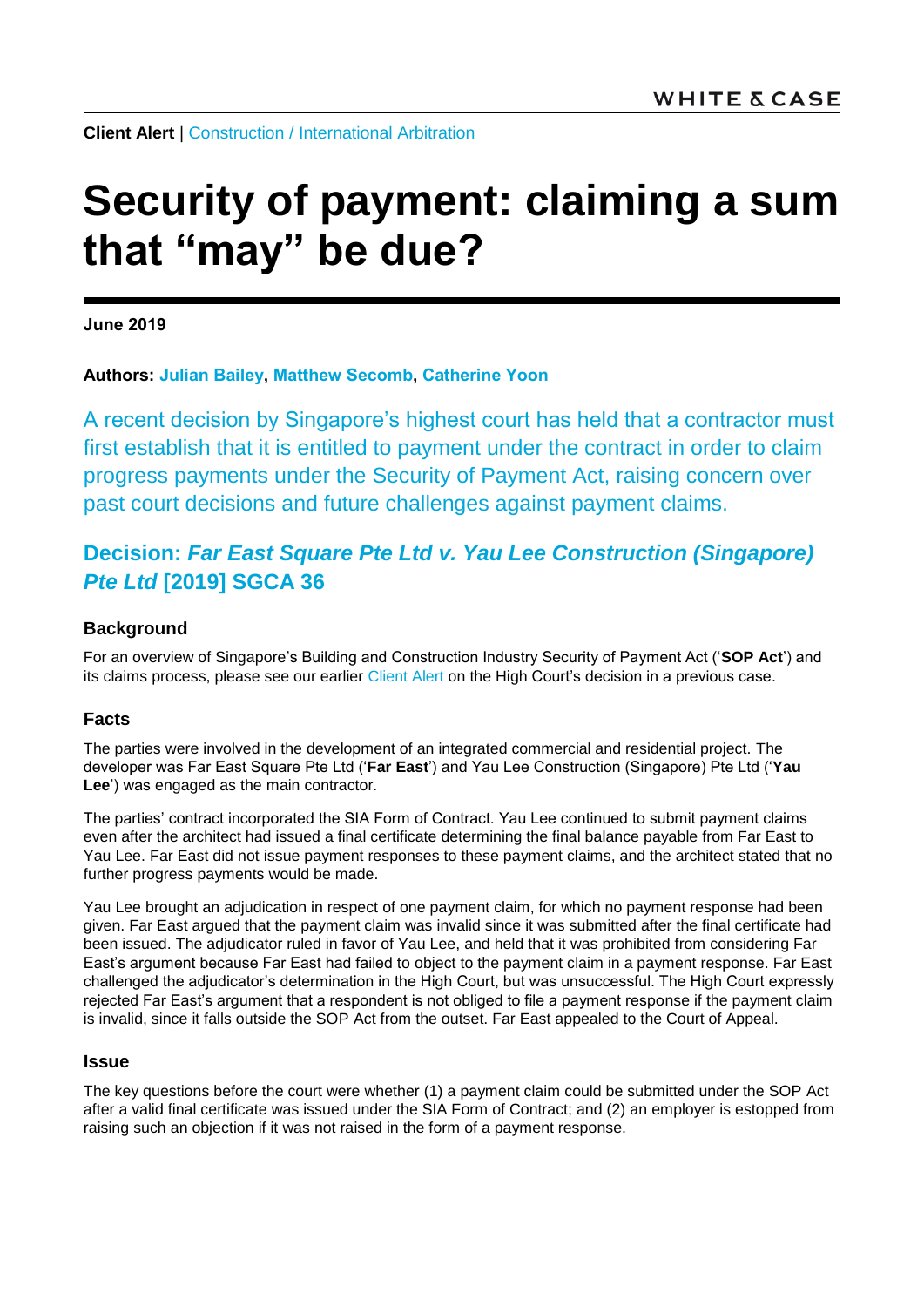**Client Alert** | Construction / International Arbitration

# Security of payment: claiming a sum that "may" be due?

**June 2019**

**Authors: Julian Bailey, Matthew Secomb, Catherine Yoon**

A recent decision by Singapore's highest court has held that a contractor must first establish that it is entitled to payment under the contract in order to claim progress payments under the Security of Payment Act, raising concern over past court decisions and future challenges against payment claims.

## Decision: *Far East Square Pte Ltd v. Yau Lee Construction (Singapore) Pte Ltd* [2019] SGCA 36

### Background

For an overview of Singapore's Building and Construction Industry Security of Payment Act ('**SOP Act**') and its claims process, please see our earlier Client Alert on the High Court's decision in a previous case.

### Facts

The parties were involved in the development of an integrated commercial and residential project. The developer was Far East Square Pte Ltd ('**Far East**') and Yau Lee Construction (Singapore) Pte Ltd ('**Yau Lee**') was engaged as the main contractor.

The parties' contract incorporated the SIA Form of Contract. Yau Lee continued to submit payment claims even after the architect had issued a final certificate determining the final balance payable from Far East to Yau Lee. Far East did not issue payment responses to these payment claims, and the architect stated that no further progress payments would be made.

Yau Lee brought an adjudication in respect of one payment claim, for which no payment response had been given. Far East argued that the payment claim was invalid since it was submitted after the final certificate had been issued. The adjudicator ruled in favor of Yau Lee, and held that it was prohibited from considering Far East's argument because Far East had failed to object to the payment claim in a payment response. Far East challenged the adjudicator's determination in the High Court, but was unsuccessful. The High Court expressly rejected Far East's argument that a respondent is not obliged to file a payment response if the payment claim is invalid, since it falls outside the SOP Act from the outset. Far East appealed to the Court of Appeal.

### Issue

The key questions before the court were whether (1) a payment claim could be submitted under the SOP Act after a valid final certificate was issued under the SIA Form of Contract; and (2) an employer is estopped from raising such an objection if it was not raised in the form of a payment response.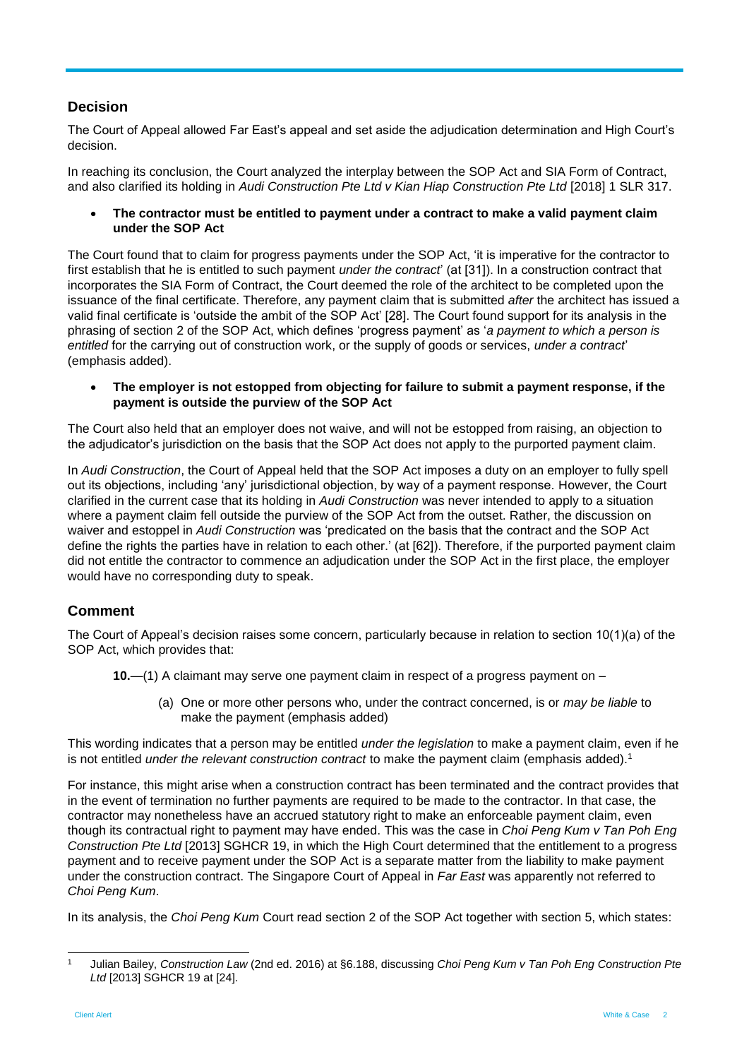## Decision

The Court of Appeal allowed Far East's appeal and set aside the adjudication determination and High Court's decision.

In reaching its conclusion, the Court analyzed the interplay between the SOP Act and SIA Form of Contract, and also clarified its holding in *Audi Construction Pte Ltd v Kian Hiap Construction Pte Ltd* [2018] 1 SLR 317.

- **The contractor must be entitled to payment under a contract to make a valid payment claim under the SOP Act**

The Court found that to claim for progress payments under the SOP Act, 'it is imperative for the contractor to first establish that he is entitled to such payment *under the contract*' (at [31]). In a construction contract that incorporates the SIA Form of Contract, the Court deemed the role of the architect to be completed upon the issuance of the final certificate. Therefore, any payment claim that is submitted *after* the architect has issued a valid final certificate is 'outside the ambit of the SOP Act' [28]. The Court found support for its analysis in the phrasing of section 2 of the SOP Act, which defines 'progress payment' as '*a payment to which a person is entitled* for the carrying out of construction work, or the supply of goods or services, *under a contract*' (emphasis added).

- **The employer is not estopped from objecting for failure to submit a payment response, if the payment is outside the purview of the SOP Act**

The Court also held that an employer does not waive, and will not be estopped from raising, an objection to the adjudicator's jurisdiction on the basis that the SOP Act does not apply to the purported payment claim.

In *Audi Construction*, the Court of Appeal held that the SOP Act imposes a duty on an employer to fully spell out its objections, including 'any' jurisdictional objection, by way of a payment response. However, the Court clarified in the current case that its holding in *Audi Construction* was never intended to apply to a situation where a payment claim fell outside the purview of the SOP Act from the outset. Rather, the discussion on waiver and estoppel in *Audi Construction* was 'predicated on the basis that the contract and the SOP Act define the rights the parties have in relation to each other.' (at [62]). Therefore, if the purported payment claim did not entitle the contractor to commence an adjudication under the SOP Act in the first place, the employer would have no corresponding duty to speak.

## Comment

The Court of Appeal's decision raises some concern, particularly because in relation to section 10(1)(a) of the SOP Act, which provides that:

> **10.**—(1) A claimant may serve one payment claim in respect of a progress payment on –
>
> (a) One or more other persons who, under the contract concerned, is or *may be liable* to make the payment (emphasis added)

This wording indicates that a person may be entitled *under the legislation* to make a payment claim, even if he is not entitled *under the relevant construction contract* to make the payment claim (emphasis added).[1]

For instance, this might arise when a construction contract has been terminated and the contract provides that in the event of termination no further payments are required to be made to the contractor. In that case, the contractor may nonetheless have an accrued statutory right to make an enforceable payment claim, even though its contractual right to payment may have ended. This was the case in *Choi Peng Kum v Tan Poh Eng Construction Pte Ltd* [2013] SGHCR 19, in which the High Court determined that the entitlement to a progress payment and to receive payment under the SOP Act is a separate matter from the liability to make payment under the construction contract. The Singapore Court of Appeal in *Far East* was apparently not referred to *Choi Peng Kum*.

In its analysis, the *Choi Peng Kum* Court read section 2 of the SOP Act together with section 5, which states:

---

[1] Julian Bailey, *Construction Law* (2nd ed. 2016) at §6.188, discussing *Choi Peng Kum v Tan Poh Eng Construction Pte Ltd* [2013] SGHCR 19 at [24].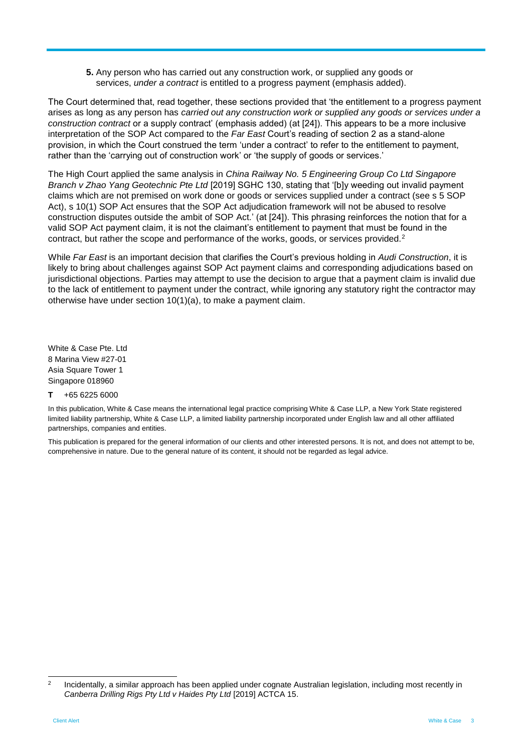**5.** Any person who has carried out any construction work, or supplied any goods or services, *under a contract* is entitled to a progress payment (emphasis added).

The Court determined that, read together, these sections provided that 'the entitlement to a progress payment arises as long as any person has *carried out any construction work or supplied any goods or services under a construction contract* or a supply contract' (emphasis added) (at [24]). This appears to be a more inclusive interpretation of the SOP Act compared to the *Far East* Court's reading of section 2 as a stand-alone provision, in which the Court construed the term 'under a contract' to refer to the entitlement to payment, rather than the 'carrying out of construction work' or 'the supply of goods or services.'

The High Court applied the same analysis in *China Railway No. 5 Engineering Group Co Ltd Singapore Branch v Zhao Yang Geotechnic Pte Ltd* [2019] SGHC 130, stating that '[b]y weeding out invalid payment claims which are not premised on work done or goods or services supplied under a contract (see s 5 SOP Act), s 10(1) SOP Act ensures that the SOP Act adjudication framework will not be abused to resolve construction disputes outside the ambit of SOP Act.' (at [24]). This phrasing reinforces the notion that for a valid SOP Act payment claim, it is not the claimant's entitlement to payment that must be found in the contract, but rather the scope and performance of the works, goods, or services provided.[2]

While *Far East* is an important decision that clarifies the Court's previous holding in *Audi Construction*, it is likely to bring about challenges against SOP Act payment claims and corresponding adjudications based on jurisdictional objections. Parties may attempt to use the decision to argue that a payment claim is invalid due to the lack of entitlement to payment under the contract, while ignoring any statutory right the contractor may otherwise have under section 10(1)(a), to make a payment claim.

White & Case Pte. Ltd
8 Marina View #27-01
Asia Square Tower 1
Singapore 018960

**T** +65 6225 6000

In this publication, White & Case means the international legal practice comprising White & Case LLP, a New York State registered limited liability partnership, White & Case LLP, a limited liability partnership incorporated under English law and all other affiliated partnerships, companies and entities.

This publication is prepared for the general information of our clients and other interested persons. It is not, and does not attempt to be, comprehensive in nature. Due to the general nature of its content, it should not be regarded as legal advice.

[2] Incidentally, a similar approach has been applied under cognate Australian legislation, including most recently in *Canberra Drilling Rigs Pty Ltd v Haides Pty Ltd* [2019] ACTCA 15.